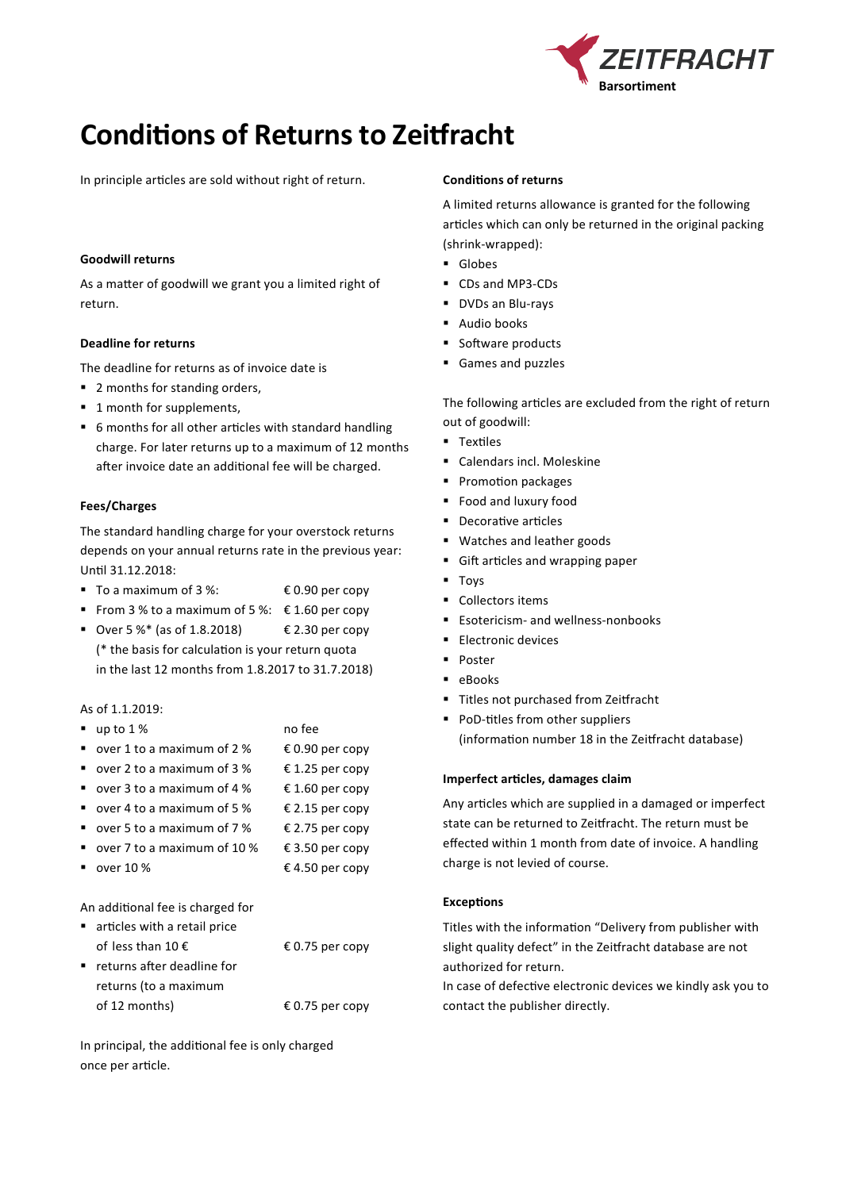ZEITFRACHT
Barsortiment

# Conditions of Returns to Zeitfracht

In principle articles are sold without right of return.

### Goodwill returns

As a matter of goodwill we grant you a limited right of return.

### Deadline for returns

The deadline for returns as of invoice date is

- 2 months for standing orders,
- 1 month for supplements,
- 6 months for all other articles with standard handling charge. For later returns up to a maximum of 12 months after invoice date an additional fee will be charged.

### Fees/Charges

The standard handling charge for your overstock returns depends on your annual returns rate in the previous year: Until 31.12.2018:

- To a maximum of 3 %: € 0.90 per copy
- From 3 % to a maximum of 5 %: € 1.60 per copy
- Over 5 %* (as of 1.8.2018) € 2.30 per copy
  (* the basis for calculation is your return quota in the last 12 months from 1.8.2017 to 31.7.2018)

As of 1.1.2019:

- up to 1 % no fee
- over 1 to a maximum of 2 % € 0.90 per copy
- over 2 to a maximum of 3 % € 1.25 per copy
- over 3 to a maximum of 4 % € 1.60 per copy
- over 4 to a maximum of 5 % € 2.15 per copy
- over 5 to a maximum of 7 % € 2.75 per copy
- over 7 to a maximum of 10 % € 3.50 per copy
- over 10 % € 4.50 per copy

An additional fee is charged for

- articles with a retail price of less than 10 € € 0.75 per copy
- returns after deadline for returns (to a maximum of 12 months) € 0.75 per copy

In principal, the additional fee is only charged once per article.

### Conditions of returns

A limited returns allowance is granted for the following articles which can only be returned in the original packing (shrink-wrapped):

- Globes
- CDs and MP3-CDs
- DVDs an Blu-rays
- Audio books
- Software products
- Games and puzzles

The following articles are excluded from the right of return out of goodwill:

- Textiles
- Calendars incl. Moleskine
- Promotion packages
- Food and luxury food
- Decorative articles
- Watches and leather goods
- Gift articles and wrapping paper
- Toys
- Collectors items
- Esotericism- and wellness-nonbooks
- Electronic devices
- Poster
- eBooks
- Titles not purchased from Zeitfracht
- PoD-titles from other suppliers
  (information number 18 in the Zeitfracht database)

### Imperfect articles, damages claim

Any articles which are supplied in a damaged or imperfect state can be returned to Zeitfracht. The return must be effected within 1 month from date of invoice. A handling charge is not levied of course.

### Exceptions

Titles with the information “Delivery from publisher with slight quality defect” in the Zeitfracht database are not authorized for return.
In case of defective electronic devices we kindly ask you to contact the publisher directly.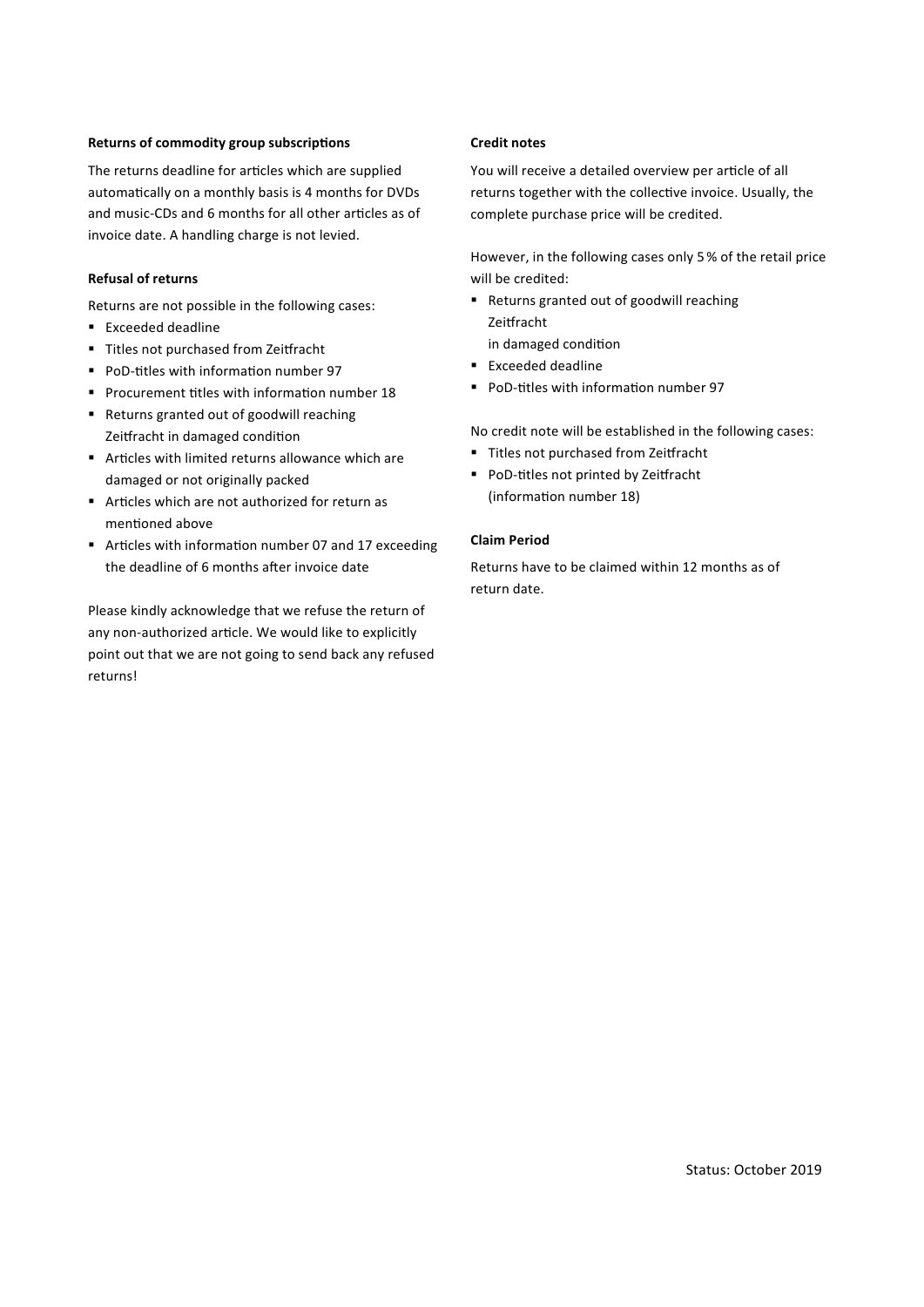**Returns of commodity group subscriptions**

The returns deadline for articles which are supplied automatically on a monthly basis is 4 months for DVDs and music-CDs and 6 months for all other articles as of invoice date. A handling charge is not levied.

**Refusal of returns**

Returns are not possible in the following cases:

- Exceeded deadline
- Titles not purchased from Zeitfracht
- PoD-titles with information number 97
- Procurement titles with information number 18
- Returns granted out of goodwill reaching Zeitfracht in damaged condition
- Articles with limited returns allowance which are damaged or not originally packed
- Articles which are not authorized for return as mentioned above
- Articles with information number 07 and 17 exceeding the deadline of 6 months after invoice date

Please kindly acknowledge that we refuse the return of any non-authorized article. We would like to explicitly point out that we are not going to send back any refused returns!

**Credit notes**

You will receive a detailed overview per article of all returns together with the collective invoice. Usually, the complete purchase price will be credited.

However, in the following cases only 5 % of the retail price will be credited:

- Returns granted out of goodwill reaching Zeitfracht in damaged condition
- Exceeded deadline
- PoD-titles with information number 97

No credit note will be established in the following cases:

- Titles not purchased from Zeitfracht
- PoD-titles not printed by Zeitfracht (information number 18)

**Claim Period**

Returns have to be claimed within 12 months as of return date.

Status: October 2019